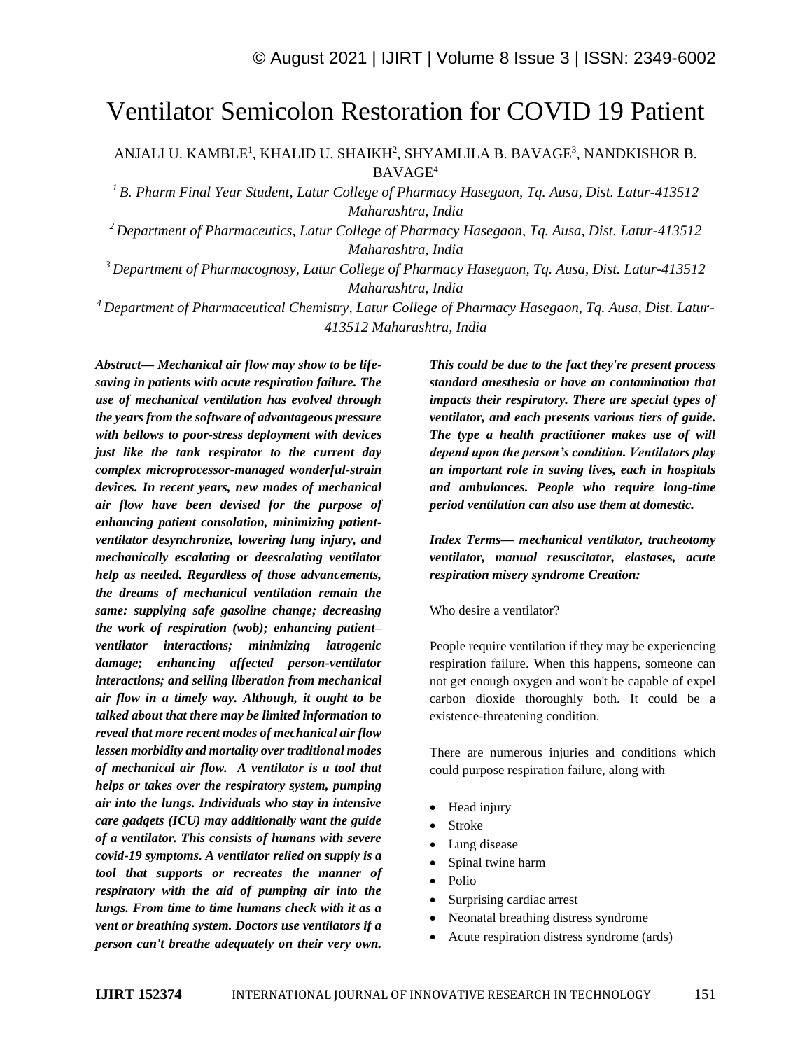# Ventilator Semicolon Restoration for COVID 19 Patient

ANJALI U. KAMBLE[1], KHALID U. SHAIKH[2], SHYAMLILA B. BAVAGE[3], NANDKISHOR B. BAVAGE[4]

[1] *B. Pharm Final Year Student, Latur College of Pharmacy Hasegaon, Tq. Ausa, Dist. Latur-413512 Maharashtra, India*

[2] *Department of Pharmaceutics, Latur College of Pharmacy Hasegaon, Tq. Ausa, Dist. Latur-413512 Maharashtra, India*

[3] *Department of Pharmacognosy, Latur College of Pharmacy Hasegaon, Tq. Ausa, Dist. Latur-413512 Maharashtra, India*

[4] *Department of Pharmaceutical Chemistry, Latur College of Pharmacy Hasegaon, Tq. Ausa, Dist. Latur-413512 Maharashtra, India*

***Abstract— Mechanical air flow may show to be life-saving in patients with acute respiration failure. The use of mechanical ventilation has evolved through the years from the software of advantageous pressure with bellows to poor-stress deployment with devices just like the tank respirator to the current day complex microprocessor-managed wonderful-strain devices. In recent years, new modes of mechanical air flow have been devised for the purpose of enhancing patient consolation, minimizing patient-ventilator desynchronize, lowering lung injury, and mechanically escalating or deescalating ventilator help as needed. Regardless of those advancements, the dreams of mechanical ventilation remain the same: supplying safe gasoline change; decreasing the work of respiration (wob); enhancing patient–ventilator interactions; minimizing iatrogenic damage; enhancing affected person-ventilator interactions; and selling liberation from mechanical air flow in a timely way. Although, it ought to be talked about that there may be limited information to reveal that more recent modes of mechanical air flow lessen morbidity and mortality over traditional modes of mechanical air flow. A ventilator is a tool that helps or takes over the respiratory system, pumping air into the lungs. Individuals who stay in intensive care gadgets (ICU) may additionally want the guide of a ventilator. This consists of humans with severe covid-19 symptoms. A ventilator relied on supply is a tool that supports or recreates the manner of respiratory with the aid of pumping air into the lungs. From time to time humans check with it as a vent or breathing system. Doctors use ventilators if a person can't breathe adequately on their very own. This could be due to the fact they're present process standard anesthesia or have an contamination that impacts their respiratory. There are special types of ventilator, and each presents various tiers of guide. The type a health practitioner makes use of will depend upon the person's condition. Ventilators play an important role in saving lives, each in hospitals and ambulances. People who require long-time period ventilation can also use them at domestic.***

***Index Terms— mechanical ventilator, tracheotomy ventilator, manual resuscitator, elastases, acute respiration misery syndrome Creation:***

Who desire a ventilator?

People require ventilation if they may be experiencing respiration failure. When this happens, someone can not get enough oxygen and won't be capable of expel carbon dioxide thoroughly both. It could be a existence-threatening condition.

There are numerous injuries and conditions which could purpose respiration failure, along with

- Head injury
- Stroke
- Lung disease
- Spinal twine harm
- Polio
- Surprising cardiac arrest
- Neonatal breathing distress syndrome
- Acute respiration distress syndrome (ards)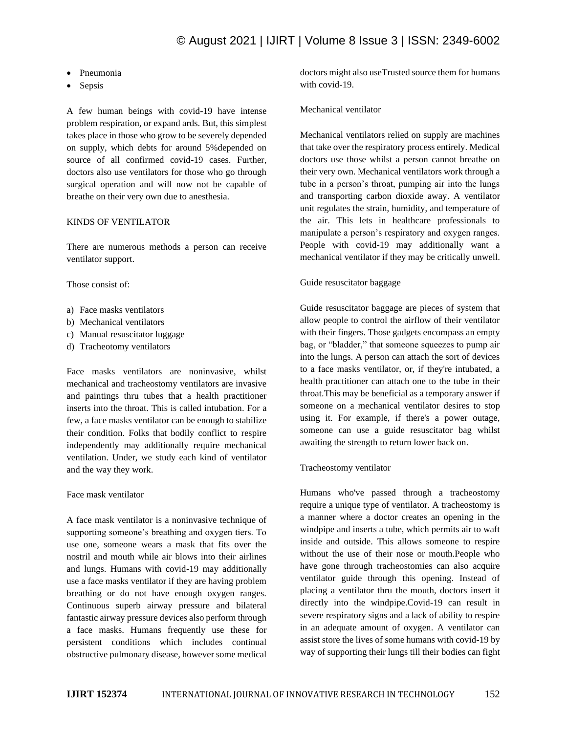- Pneumonia
- Sepsis

A few human beings with covid-19 have intense problem respiration, or expand ards. But, this simplest takes place in those who grow to be severely depended on supply, which debts for around 5%depended on source of all confirmed covid-19 cases. Further, doctors also use ventilators for those who go through surgical operation and will now not be capable of breathe on their very own due to anesthesia.

## KINDS OF VENTILATOR

There are numerous methods a person can receive ventilator support.

Those consist of:

a) Face masks ventilators
b) Mechanical ventilators
c) Manual resuscitator luggage
d) Tracheotomy ventilators

Face masks ventilators are noninvasive, whilst mechanical and tracheostomy ventilators are invasive and paintings thru tubes that a health practitioner inserts into the throat. This is called intubation. For a few, a face masks ventilator can be enough to stabilize their condition. Folks that bodily conflict to respire independently may additionally require mechanical ventilation. Under, we study each kind of ventilator and the way they work.

### Face mask ventilator

A face mask ventilator is a noninvasive technique of supporting someone's breathing and oxygen tiers. To use one, someone wears a mask that fits over the nostril and mouth while air blows into their airlines and lungs. Humans with covid-19 may additionally use a face masks ventilator if they are having problem breathing or do not have enough oxygen ranges. Continuous superb airway pressure and bilateral fantastic airway pressure devices also perform through a face masks. Humans frequently use these for persistent conditions which includes continual obstructive pulmonary disease, however some medical doctors might also useTrusted source them for humans with covid-19.

### Mechanical ventilator

Mechanical ventilators relied on supply are machines that take over the respiratory process entirely. Medical doctors use those whilst a person cannot breathe on their very own. Mechanical ventilators work through a tube in a person's throat, pumping air into the lungs and transporting carbon dioxide away. A ventilator unit regulates the strain, humidity, and temperature of the air. This lets in healthcare professionals to manipulate a person's respiratory and oxygen ranges. People with covid-19 may additionally want a mechanical ventilator if they may be critically unwell.

### Guide resuscitator baggage

Guide resuscitator baggage are pieces of system that allow people to control the airflow of their ventilator with their fingers. Those gadgets encompass an empty bag, or "bladder," that someone squeezes to pump air into the lungs. A person can attach the sort of devices to a face masks ventilator, or, if they're intubated, a health practitioner can attach one to the tube in their throat.This may be beneficial as a temporary answer if someone on a mechanical ventilator desires to stop using it. For example, if there's a power outage, someone can use a guide resuscitator bag whilst awaiting the strength to return lower back on.

### Tracheostomy ventilator

Humans who've passed through a tracheostomy require a unique type of ventilator. A tracheostomy is a manner where a doctor creates an opening in the windpipe and inserts a tube, which permits air to waft inside and outside. This allows someone to respire without the use of their nose or mouth.People who have gone through tracheostomies can also acquire ventilator guide through this opening. Instead of placing a ventilator thru the mouth, doctors insert it directly into the windpipe.Covid-19 can result in severe respiratory signs and a lack of ability to respire in an adequate amount of oxygen. A ventilator can assist store the lives of some humans with covid-19 by way of supporting their lungs till their bodies can fight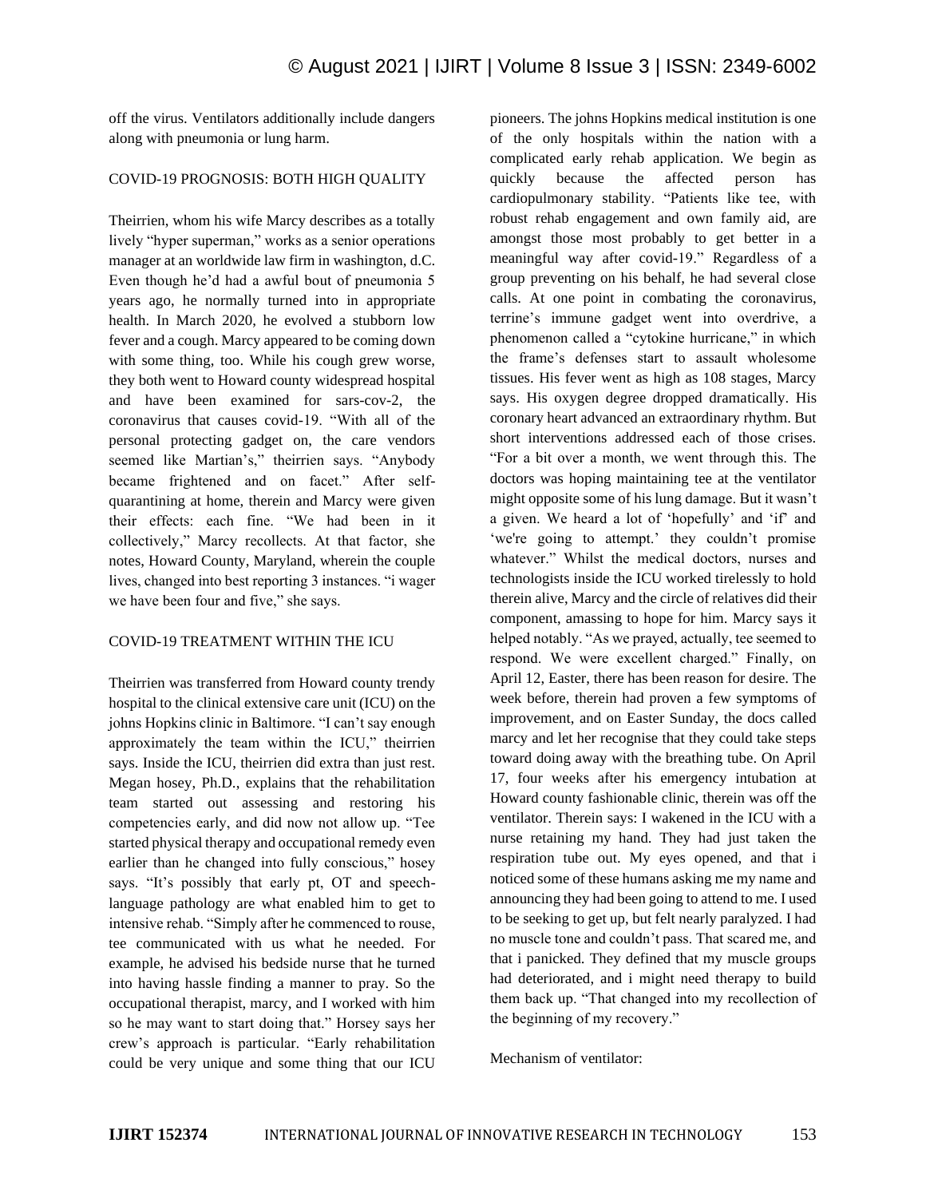off the virus. Ventilators additionally include dangers along with pneumonia or lung harm.

## COVID-19 PROGNOSIS: BOTH HIGH QUALITY

Theirrien, whom his wife Marcy describes as a totally lively "hyper superman," works as a senior operations manager at an worldwide law firm in washington, d.C. Even though he'd had a awful bout of pneumonia 5 years ago, he normally turned into in appropriate health. In March 2020, he evolved a stubborn low fever and a cough. Marcy appeared to be coming down with some thing, too. While his cough grew worse, they both went to Howard county widespread hospital and have been examined for sars-cov-2, the coronavirus that causes covid-19. "With all of the personal protecting gadget on, the care vendors seemed like Martian's," theirrien says. "Anybody became frightened and on facet." After self-quarantining at home, therein and Marcy were given their effects: each fine. "We had been in it collectively," Marcy recollects. At that factor, she notes, Howard County, Maryland, wherein the couple lives, changed into best reporting 3 instances. "i wager we have been four and five," she says.

## COVID-19 TREATMENT WITHIN THE ICU

Theirrien was transferred from Howard county trendy hospital to the clinical extensive care unit (ICU) on the johns Hopkins clinic in Baltimore. "I can't say enough approximately the team within the ICU," theirrien says. Inside the ICU, theirrien did extra than just rest. Megan hosey, Ph.D., explains that the rehabilitation team started out assessing and restoring his competencies early, and did now not allow up. "Tee started physical therapy and occupational remedy even earlier than he changed into fully conscious," hosey says. "It's possibly that early pt, OT and speech-language pathology are what enabled him to get to intensive rehab. "Simply after he commenced to rouse, tee communicated with us what he needed. For example, he advised his bedside nurse that he turned into having hassle finding a manner to pray. So the occupational therapist, marcy, and I worked with him so he may want to start doing that." Horsey says her crew's approach is particular. "Early rehabilitation could be very unique and some thing that our ICU pioneers. The johns Hopkins medical institution is one of the only hospitals within the nation with a complicated early rehab application. We begin as quickly because the affected person has cardiopulmonary stability. "Patients like tee, with robust rehab engagement and own family aid, are amongst those most probably to get better in a meaningful way after covid-19." Regardless of a group preventing on his behalf, he had several close calls. At one point in combating the coronavirus, terrine's immune gadget went into overdrive, a phenomenon called a "cytokine hurricane," in which the frame's defenses start to assault wholesome tissues. His fever went as high as 108 stages, Marcy says. His oxygen degree dropped dramatically. His coronary heart advanced an extraordinary rhythm. But short interventions addressed each of those crises. "For a bit over a month, we went through this. The doctors was hoping maintaining tee at the ventilator might opposite some of his lung damage. But it wasn't a given. We heard a lot of 'hopefully' and 'if' and 'we're going to attempt.' they couldn't promise whatever." Whilst the medical doctors, nurses and technologists inside the ICU worked tirelessly to hold therein alive, Marcy and the circle of relatives did their component, amassing to hope for him. Marcy says it helped notably. "As we prayed, actually, tee seemed to respond. We were excellent charged." Finally, on April 12, Easter, there has been reason for desire. The week before, therein had proven a few symptoms of improvement, and on Easter Sunday, the docs called marcy and let her recognise that they could take steps toward doing away with the breathing tube. On April 17, four weeks after his emergency intubation at Howard county fashionable clinic, therein was off the ventilator. Therein says: I wakened in the ICU with a nurse retaining my hand. They had just taken the respiration tube out. My eyes opened, and that i noticed some of these humans asking me my name and announcing they had been going to attend to me. I used to be seeking to get up, but felt nearly paralyzed. I had no muscle tone and couldn't pass. That scared me, and that i panicked. They defined that my muscle groups had deteriorated, and i might need therapy to build them back up. "That changed into my recollection of the beginning of my recovery."

Mechanism of ventilator: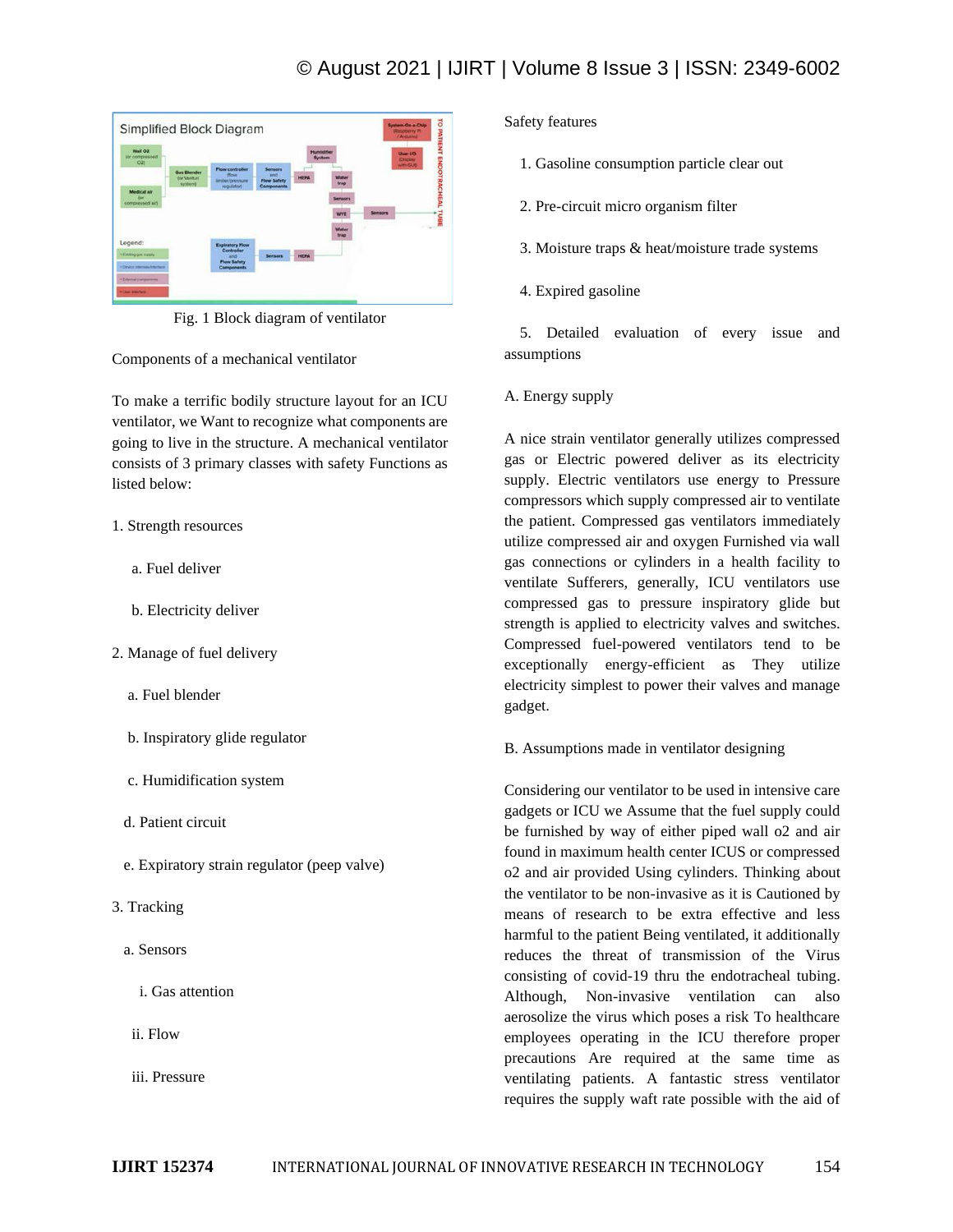Fig. 1 Block diagram of ventilator

Components of a mechanical ventilator

To make a terrific bodily structure layout for an ICU ventilator, we Want to recognize what components are going to live in the structure. A mechanical ventilator consists of 3 primary classes with safety Functions as listed below:

1. Strength resources
   - a. Fuel deliver
   - b. Electricity deliver
2. Manage of fuel delivery
   - a. Fuel blender
   - b. Inspiratory glide regulator
   - c. Humidification system
   - d. Patient circuit
   - e. Expiratory strain regulator (peep valve)
3. Tracking
   - a. Sensors
     - i. Gas attention
     - ii. Flow
     - iii. Pressure

Safety features

1. Gasoline consumption particle clear out
2. Pre-circuit micro organism filter
3. Moisture traps & heat/moisture trade systems
4. Expired gasoline
5. Detailed evaluation of every issue and assumptions

A. Energy supply

A nice strain ventilator generally utilizes compressed gas or Electric powered deliver as its electricity supply. Electric ventilators use energy to Pressure compressors which supply compressed air to ventilate the patient. Compressed gas ventilators immediately utilize compressed air and oxygen Furnished via wall gas connections or cylinders in a health facility to ventilate Sufferers, generally, ICU ventilators use compressed gas to pressure inspiratory glide but strength is applied to electricity valves and switches. Compressed fuel-powered ventilators tend to be exceptionally energy-efficient as They utilize electricity simplest to power their valves and manage gadget.

B. Assumptions made in ventilator designing

Considering our ventilator to be used in intensive care gadgets or ICU we Assume that the fuel supply could be furnished by way of either piped wall o2 and air found in maximum health center ICUS or compressed o2 and air provided Using cylinders. Thinking about the ventilator to be non-invasive as it is Cautioned by means of research to be extra effective and less harmful to the patient Being ventilated, it additionally reduces the threat of transmission of the Virus consisting of covid-19 thru the endotracheal tubing. Although, Non-invasive ventilation can also aerosolize the virus which poses a risk To healthcare employees operating in the ICU therefore proper precautions Are required at the same time as ventilating patients. A fantastic stress ventilator requires the supply waft rate possible with the aid of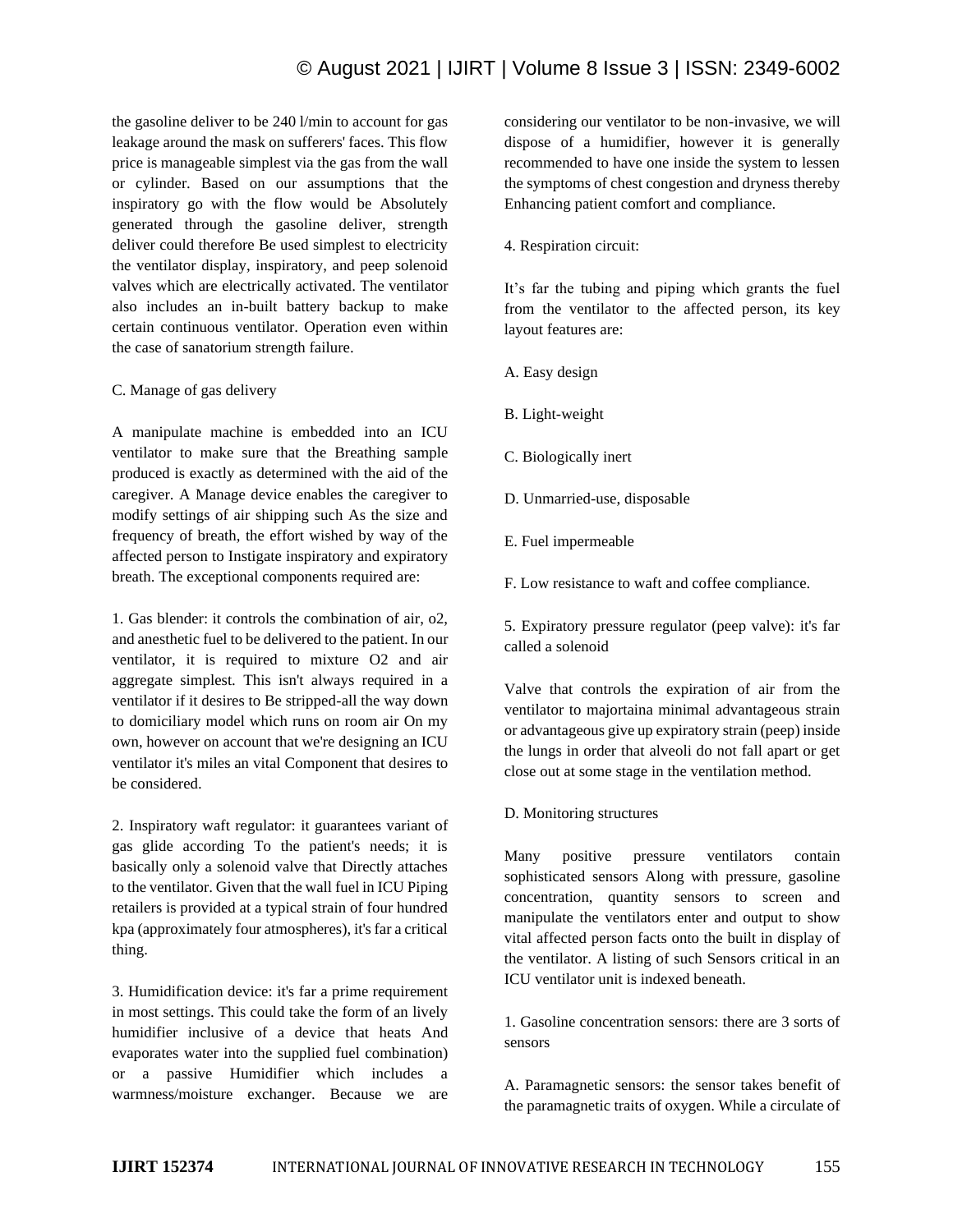the gasoline deliver to be 240 l/min to account for gas leakage around the mask on sufferers' faces. This flow price is manageable simplest via the gas from the wall or cylinder. Based on our assumptions that the inspiratory go with the flow would be Absolutely generated through the gasoline deliver, strength deliver could therefore Be used simplest to electricity the ventilator display, inspiratory, and peep solenoid valves which are electrically activated. The ventilator also includes an in-built battery backup to make certain continuous ventilator. Operation even within the case of sanatorium strength failure.

C. Manage of gas delivery

A manipulate machine is embedded into an ICU ventilator to make sure that the Breathing sample produced is exactly as determined with the aid of the caregiver. A Manage device enables the caregiver to modify settings of air shipping such As the size and frequency of breath, the effort wished by way of the affected person to Instigate inspiratory and expiratory breath. The exceptional components required are:

1. Gas blender: it controls the combination of air, o2, and anesthetic fuel to be delivered to the patient. In our ventilator, it is required to mixture O2 and air aggregate simplest. This isn't always required in a ventilator if it desires to Be stripped-all the way down to domiciliary model which runs on room air On my own, however on account that we're designing an ICU ventilator it's miles an vital Component that desires to be considered.

2. Inspiratory waft regulator: it guarantees variant of gas glide according To the patient's needs; it is basically only a solenoid valve that Directly attaches to the ventilator. Given that the wall fuel in ICU Piping retailers is provided at a typical strain of four hundred kpa (approximately four atmospheres), it's far a critical thing.

3. Humidification device: it's far a prime requirement in most settings. This could take the form of an lively humidifier inclusive of a device that heats And evaporates water into the supplied fuel combination) or a passive Humidifier which includes a warmness/moisture exchanger. Because we are considering our ventilator to be non-invasive, we will dispose of a humidifier, however it is generally recommended to have one inside the system to lessen the symptoms of chest congestion and dryness thereby Enhancing patient comfort and compliance.

4. Respiration circuit:

It's far the tubing and piping which grants the fuel from the ventilator to the affected person, its key layout features are:

A. Easy design

B. Light-weight

C. Biologically inert

D. Unmarried-use, disposable

E. Fuel impermeable

F. Low resistance to waft and coffee compliance.

5. Expiratory pressure regulator (peep valve): it's far called a solenoid

Valve that controls the expiration of air from the ventilator to majortaina minimal advantageous strain or advantageous give up expiratory strain (peep) inside the lungs in order that alveoli do not fall apart or get close out at some stage in the ventilation method.

D. Monitoring structures

Many positive pressure ventilators contain sophisticated sensors Along with pressure, gasoline concentration, quantity sensors to screen and manipulate the ventilators enter and output to show vital affected person facts onto the built in display of the ventilator. A listing of such Sensors critical in an ICU ventilator unit is indexed beneath.

1. Gasoline concentration sensors: there are 3 sorts of sensors

A. Paramagnetic sensors: the sensor takes benefit of the paramagnetic traits of oxygen. While a circulate of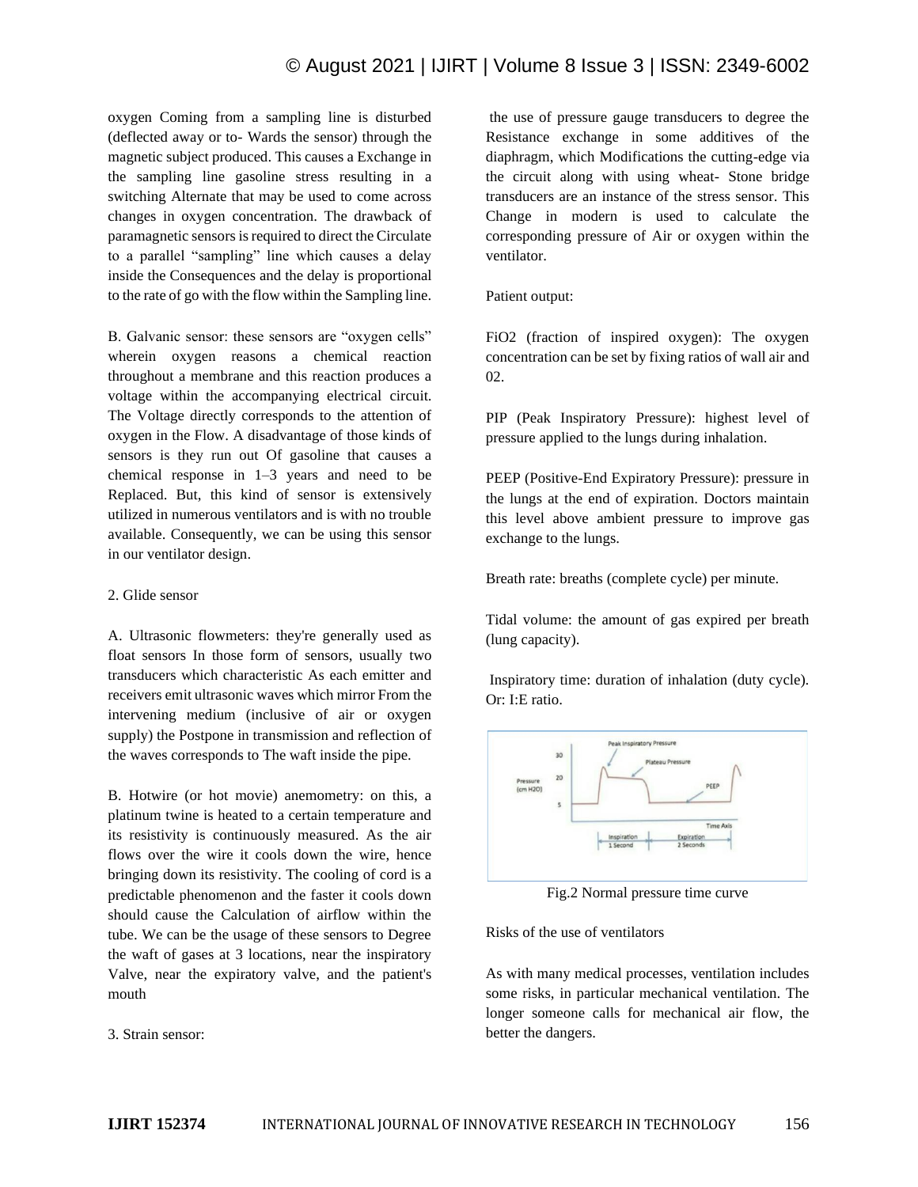oxygen Coming from a sampling line is disturbed (deflected away or to- Wards the sensor) through the magnetic subject produced. This causes a Exchange in the sampling line gasoline stress resulting in a switching Alternate that may be used to come across changes in oxygen concentration. The drawback of paramagnetic sensors is required to direct the Circulate to a parallel "sampling" line which causes a delay inside the Consequences and the delay is proportional to the rate of go with the flow within the Sampling line.

B. Galvanic sensor: these sensors are "oxygen cells" wherein oxygen reasons a chemical reaction throughout a membrane and this reaction produces a voltage within the accompanying electrical circuit. The Voltage directly corresponds to the attention of oxygen in the Flow. A disadvantage of those kinds of sensors is they run out Of gasoline that causes a chemical response in 1–3 years and need to be Replaced. But, this kind of sensor is extensively utilized in numerous ventilators and is with no trouble available. Consequently, we can be using this sensor in our ventilator design.

2. Glide sensor

A. Ultrasonic flowmeters: they're generally used as float sensors In those form of sensors, usually two transducers which characteristic As each emitter and receivers emit ultrasonic waves which mirror From the intervening medium (inclusive of air or oxygen supply) the Postpone in transmission and reflection of the waves corresponds to The waft inside the pipe.

B. Hotwire (or hot movie) anemometry: on this, a platinum twine is heated to a certain temperature and its resistivity is continuously measured. As the air flows over the wire it cools down the wire, hence bringing down its resistivity. The cooling of cord is a predictable phenomenon and the faster it cools down should cause the Calculation of airflow within the tube. We can be the usage of these sensors to Degree the waft of gases at 3 locations, near the inspiratory Valve, near the expiratory valve, and the patient's mouth

3. Strain sensor:

the use of pressure gauge transducers to degree the Resistance exchange in some additives of the diaphragm, which Modifications the cutting-edge via the circuit along with using wheat- Stone bridge transducers are an instance of the stress sensor. This Change in modern is used to calculate the corresponding pressure of Air or oxygen within the ventilator.

Patient output:

FiO2 (fraction of inspired oxygen): The oxygen concentration can be set by fixing ratios of wall air and 02.

PIP (Peak Inspiratory Pressure): highest level of pressure applied to the lungs during inhalation.

PEEP (Positive-End Expiratory Pressure): pressure in the lungs at the end of expiration. Doctors maintain this level above ambient pressure to improve gas exchange to the lungs.

Breath rate: breaths (complete cycle) per minute.

Tidal volume: the amount of gas expired per breath (lung capacity).

Inspiratory time: duration of inhalation (duty cycle). Or: I:E ratio.

Fig.2 Normal pressure time curve

Risks of the use of ventilators

As with many medical processes, ventilation includes some risks, in particular mechanical ventilation. The longer someone calls for mechanical air flow, the better the dangers.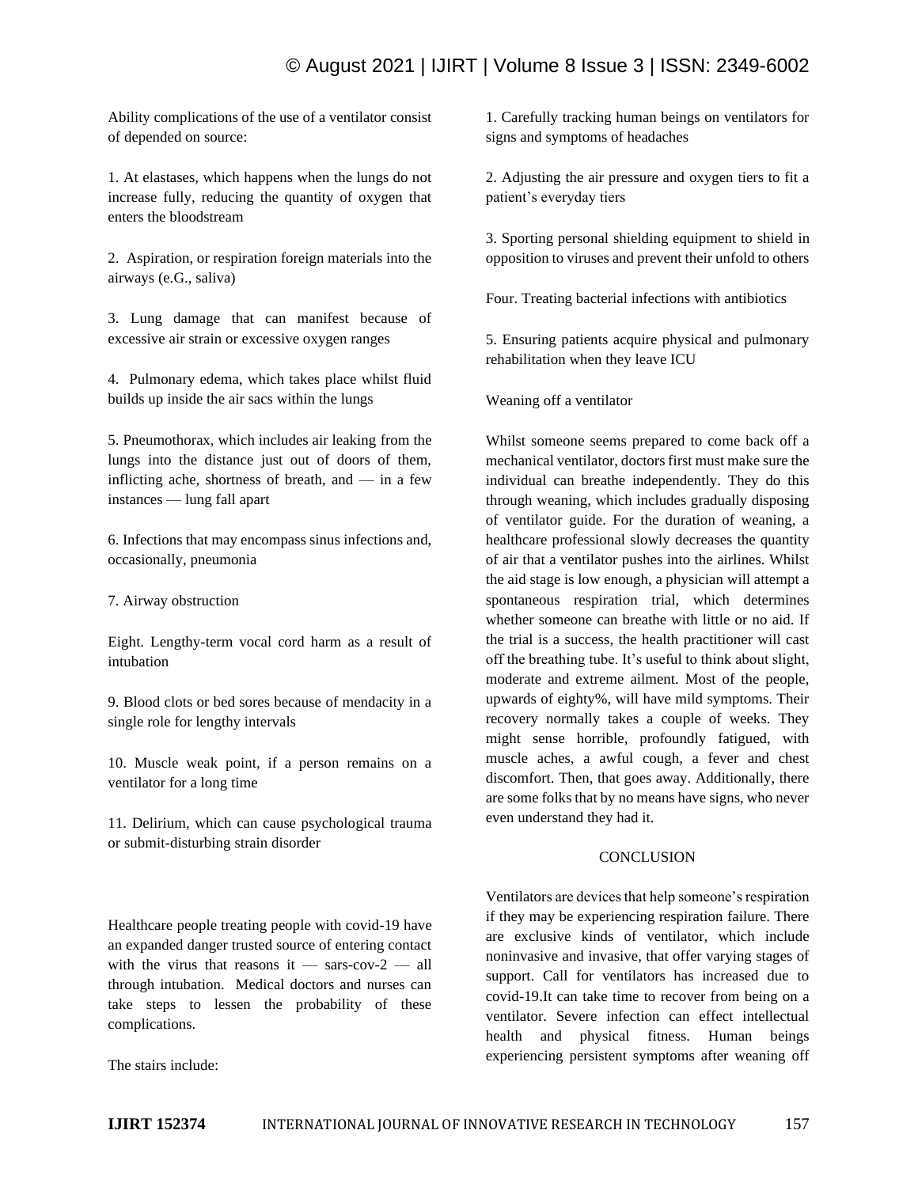Ability complications of the use of a ventilator consist of depended on source:

1. At elastases, which happens when the lungs do not increase fully, reducing the quantity of oxygen that enters the bloodstream

2. Aspiration, or respiration foreign materials into the airways (e.G., saliva)

3. Lung damage that can manifest because of excessive air strain or excessive oxygen ranges

4. Pulmonary edema, which takes place whilst fluid builds up inside the air sacs within the lungs

5. Pneumothorax, which includes air leaking from the lungs into the distance just out of doors of them, inflicting ache, shortness of breath, and — in a few instances — lung fall apart

6. Infections that may encompass sinus infections and, occasionally, pneumonia

7. Airway obstruction

Eight. Lengthy-term vocal cord harm as a result of intubation

9. Blood clots or bed sores because of mendacity in a single role for lengthy intervals

10. Muscle weak point, if a person remains on a ventilator for a long time

11. Delirium, which can cause psychological trauma or submit-disturbing strain disorder

Healthcare people treating people with covid-19 have an expanded danger trusted source of entering contact with the virus that reasons it — sars-cov-2 — all through intubation. Medical doctors and nurses can take steps to lessen the probability of these complications.

The stairs include:

1. Carefully tracking human beings on ventilators for signs and symptoms of headaches

2. Adjusting the air pressure and oxygen tiers to fit a patient's everyday tiers

3. Sporting personal shielding equipment to shield in opposition to viruses and prevent their unfold to others

Four. Treating bacterial infections with antibiotics

5. Ensuring patients acquire physical and pulmonary rehabilitation when they leave ICU

Weaning off a ventilator

Whilst someone seems prepared to come back off a mechanical ventilator, doctors first must make sure the individual can breathe independently. They do this through weaning, which includes gradually disposing of ventilator guide. For the duration of weaning, a healthcare professional slowly decreases the quantity of air that a ventilator pushes into the airlines. Whilst the aid stage is low enough, a physician will attempt a spontaneous respiration trial, which determines whether someone can breathe with little or no aid. If the trial is a success, the health practitioner will cast off the breathing tube. It's useful to think about slight, moderate and extreme ailment. Most of the people, upwards of eighty%, will have mild symptoms. Their recovery normally takes a couple of weeks. They might sense horrible, profoundly fatigued, with muscle aches, a awful cough, a fever and chest discomfort. Then, that goes away. Additionally, there are some folks that by no means have signs, who never even understand they had it.

## CONCLUSION

Ventilators are devices that help someone's respiration if they may be experiencing respiration failure. There are exclusive kinds of ventilator, which include noninvasive and invasive, that offer varying stages of support. Call for ventilators has increased due to covid-19.It can take time to recover from being on a ventilator. Severe infection can effect intellectual health and physical fitness. Human beings experiencing persistent symptoms after weaning off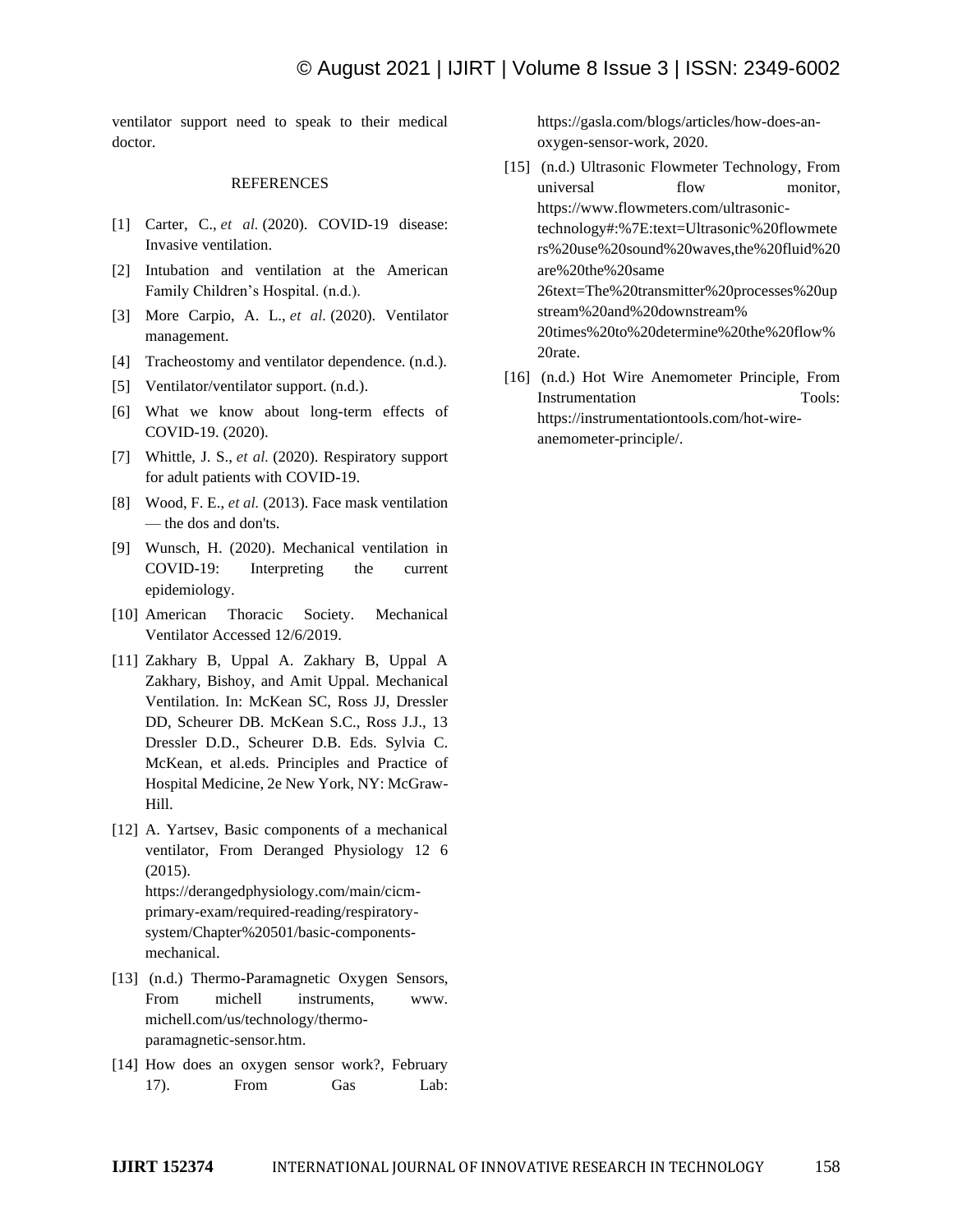ventilator support need to speak to their medical doctor.

## REFERENCES

[1] Carter, C., *et al.* (2020). COVID-19 disease: Invasive ventilation.

[2] Intubation and ventilation at the American Family Children's Hospital. (n.d.).

[3] More Carpio, A. L., *et al.* (2020). Ventilator management.

[4] Tracheostomy and ventilator dependence. (n.d.).

[5] Ventilator/ventilator support. (n.d.).

[6] What we know about long-term effects of COVID-19. (2020).

[7] Whittle, J. S., *et al.* (2020). Respiratory support for adult patients with COVID-19.

[8] Wood, F. E., *et al.* (2013). Face mask ventilation — the dos and don'ts.

[9] Wunsch, H. (2020). Mechanical ventilation in COVID-19: Interpreting the current epidemiology.

[10] American Thoracic Society. Mechanical Ventilator Accessed 12/6/2019.

[11] Zakhary B, Uppal A. Zakhary B, Uppal A Zakhary, Bishoy, and Amit Uppal. Mechanical Ventilation. In: McKean SC, Ross JJ, Dressler DD, Scheurer DB. McKean S.C., Ross J.J., 13 Dressler D.D., Scheurer D.B. Eds. Sylvia C. McKean, et al.eds. Principles and Practice of Hospital Medicine, 2e New York, NY: McGraw-Hill.

[12] A. Yartsev, Basic components of a mechanical ventilator, From Deranged Physiology 12 6 (2015). https://derangedphysiology.com/main/cicm-primary-exam/required-reading/respiratory-system/Chapter%20501/basic-components-mechanical.

[13] (n.d.) Thermo-Paramagnetic Oxygen Sensors, From michell instruments, www. michell.com/us/technology/thermo-paramagnetic-sensor.htm.

[14] How does an oxygen sensor work?, February 17). From Gas Lab: https://gasla.com/blogs/articles/how-does-an-oxygen-sensor-work, 2020.

[15] (n.d.) Ultrasonic Flowmeter Technology, From universal flow monitor, https://www.flowmeters.com/ultrasonic-technology#:%7E:text=Ultrasonic%20flowmeters%20use%20sound%20waves,the%20fluid%20are%20the%20same 26text=The%20transmitter%20processes%20upstream%20and%20downstream% 20times%20to%20determine%20the%20flow%20rate.

[16] (n.d.) Hot Wire Anemometer Principle, From Instrumentation Tools: https://instrumentationtools.com/hot-wire-anemometer-principle/.